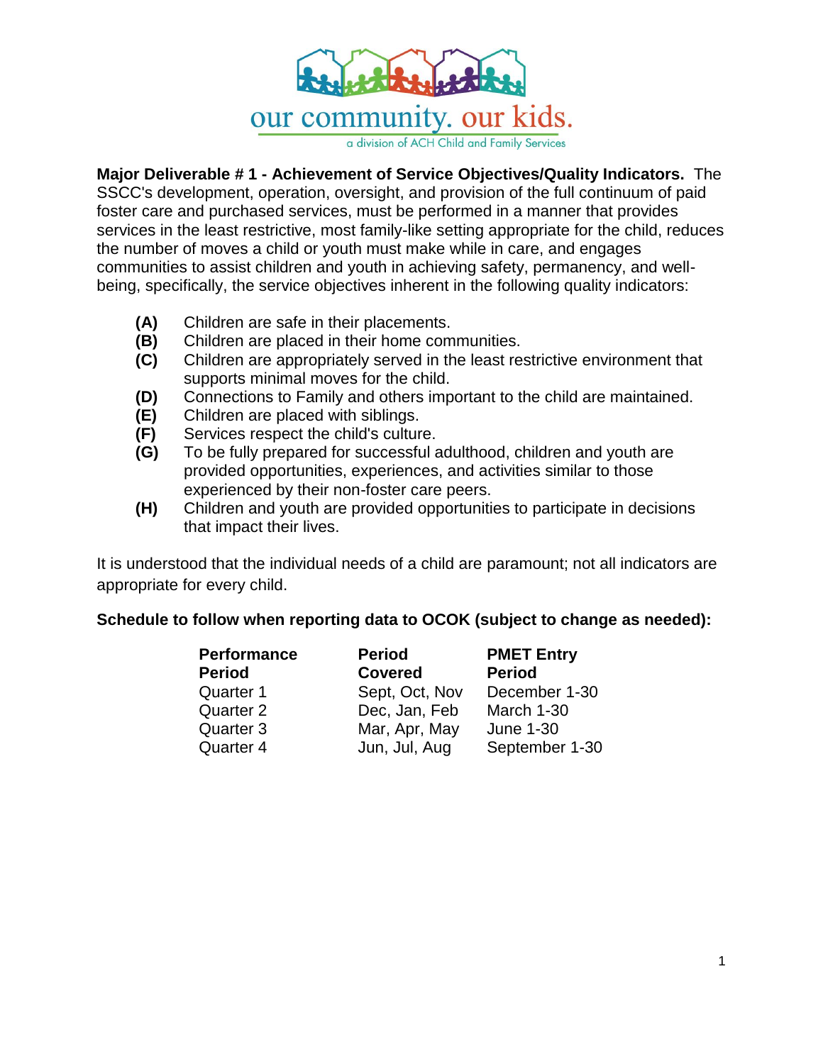our community. our kids.

a division of ACH Child and Family Services

**Major Deliverable # 1 - Achievement of Service Objectives/Quality Indicators.** The SSCC's development, operation, oversight, and provision of the full continuum of paid foster care and purchased services, must be performed in a manner that provides services in the least restrictive, most family-like setting appropriate for the child, reduces the number of moves a child or youth must make while in care, and engages communities to assist children and youth in achieving safety, permanency, and well-being, specifically, the service objectives inherent in the following quality indicators:

- **(A)** Children are safe in their placements.
- **(B)** Children are placed in their home communities.
- **(C)** Children are appropriately served in the least restrictive environment that supports minimal moves for the child.
- **(D)** Connections to Family and others important to the child are maintained.
- **(E)** Children are placed with siblings.
- **(F)** Services respect the child's culture.
- **(G)** To be fully prepared for successful adulthood, children and youth are provided opportunities, experiences, and activities similar to those experienced by their non-foster care peers.
- **(H)** Children and youth are provided opportunities to participate in decisions that impact their lives.

It is understood that the individual needs of a child are paramount; not all indicators are appropriate for every child.

**Schedule to follow when reporting data to OCOK (subject to change as needed):**

| Performance Period | Period Covered | PMET Entry Period |
|---|---|---|
| Quarter 1 | Sept, Oct, Nov | December 1-30 |
| Quarter 2 | Dec, Jan, Feb | March 1-30 |
| Quarter 3 | Mar, Apr, May | June 1-30 |
| Quarter 4 | Jun, Jul, Aug | September 1-30 |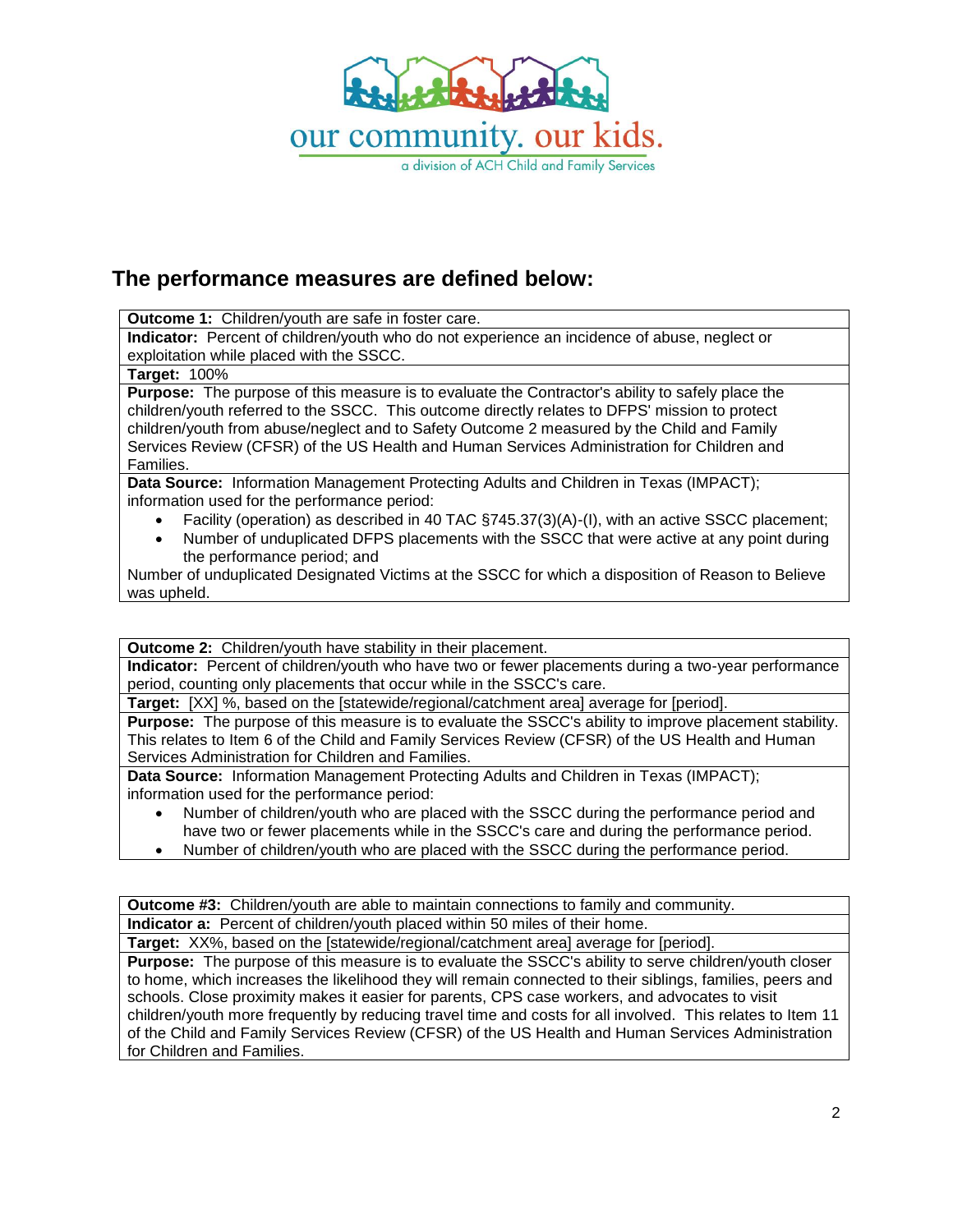## The performance measures are defined below:

| **Outcome 1:** Children/youth are safe in foster care. |
|---|
| **Indicator:** Percent of children/youth who do not experience an incidence of abuse, neglect or exploitation while placed with the SSCC. |
| **Target:** 100% |
| **Purpose:** The purpose of this measure is to evaluate the Contractor's ability to safely place the children/youth referred to the SSCC. This outcome directly relates to DFPS' mission to protect children/youth from abuse/neglect and to Safety Outcome 2 measured by the Child and Family Services Review (CFSR) of the US Health and Human Services Administration for Children and Families. |
| **Data Source:** Information Management Protecting Adults and Children in Texas (IMPACT); information used for the performance period:<br>• Facility (operation) as described in 40 TAC §745.37(3)(A)-(I), with an active SSCC placement;<br>• Number of unduplicated DFPS placements with the SSCC that were active at any point during the performance period; and<br>Number of unduplicated Designated Victims at the SSCC for which a disposition of Reason to Believe was upheld. |

| **Outcome 2:** Children/youth have stability in their placement. |
|---|
| **Indicator:** Percent of children/youth who have two or fewer placements during a two-year performance period, counting only placements that occur while in the SSCC's care. |
| **Target:** [XX] %, based on the [statewide/regional/catchment area] average for [period]. |
| **Purpose:** The purpose of this measure is to evaluate the SSCC's ability to improve placement stability. This relates to Item 6 of the Child and Family Services Review (CFSR) of the US Health and Human Services Administration for Children and Families. |
| **Data Source:** Information Management Protecting Adults and Children in Texas (IMPACT); information used for the performance period:<br>• Number of children/youth who are placed with the SSCC during the performance period and have two or fewer placements while in the SSCC's care and during the performance period.<br>• Number of children/youth who are placed with the SSCC during the performance period. |

| **Outcome #3:** Children/youth are able to maintain connections to family and community. |
|---|
| **Indicator a:** Percent of children/youth placed within 50 miles of their home. |
| **Target:** XX%, based on the [statewide/regional/catchment area] average for [period]. |
| **Purpose:** The purpose of this measure is to evaluate the SSCC's ability to serve children/youth closer to home, which increases the likelihood they will remain connected to their siblings, families, peers and schools. Close proximity makes it easier for parents, CPS case workers, and advocates to visit children/youth more frequently by reducing travel time and costs for all involved. This relates to Item 11 of the Child and Family Services Review (CFSR) of the US Health and Human Services Administration for Children and Families. |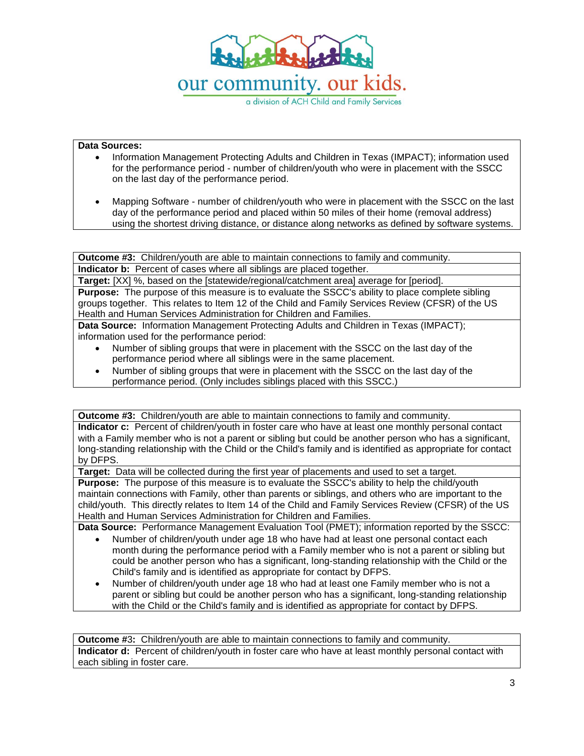**Data Sources:**

- Information Management Protecting Adults and Children in Texas (IMPACT); information used for the performance period - number of children/youth who were in placement with the SSCC on the last day of the performance period.
- Mapping Software - number of children/youth who were in placement with the SSCC on the last day of the performance period and placed within 50 miles of their home (removal address) using the shortest driving distance, or distance along networks as defined by software systems.

**Outcome #3:** Children/youth are able to maintain connections to family and community.

**Indicator b:** Percent of cases where all siblings are placed together.

**Target:** [XX] %, based on the [statewide/regional/catchment area] average for [period].

**Purpose:** The purpose of this measure is to evaluate the SSCC's ability to place complete sibling groups together. This relates to Item 12 of the Child and Family Services Review (CFSR) of the US Health and Human Services Administration for Children and Families.

**Data Source:** Information Management Protecting Adults and Children in Texas (IMPACT); information used for the performance period:

- Number of sibling groups that were in placement with the SSCC on the last day of the performance period where all siblings were in the same placement.
- Number of sibling groups that were in placement with the SSCC on the last day of the performance period. (Only includes siblings placed with this SSCC.)

**Outcome #3:** Children/youth are able to maintain connections to family and community.

**Indicator c:** Percent of children/youth in foster care who have at least one monthly personal contact with a Family member who is not a parent or sibling but could be another person who has a significant, long-standing relationship with the Child or the Child's family and is identified as appropriate for contact by DFPS.

**Target:** Data will be collected during the first year of placements and used to set a target.

**Purpose:** The purpose of this measure is to evaluate the SSCC's ability to help the child/youth maintain connections with Family, other than parents or siblings, and others who are important to the child/youth. This directly relates to Item 14 of the Child and Family Services Review (CFSR) of the US Health and Human Services Administration for Children and Families.

**Data Source:** Performance Management Evaluation Tool (PMET); information reported by the SSCC:

- Number of children/youth under age 18 who have had at least one personal contact each month during the performance period with a Family member who is not a parent or sibling but could be another person who has a significant, long-standing relationship with the Child or the Child's family and is identified as appropriate for contact by DFPS.
- Number of children/youth under age 18 who had at least one Family member who is not a parent or sibling but could be another person who has a significant, long-standing relationship with the Child or the Child's family and is identified as appropriate for contact by DFPS.

**Outcome #3:** Children/youth are able to maintain connections to family and community.

**Indicator d:** Percent of children/youth in foster care who have at least monthly personal contact with each sibling in foster care.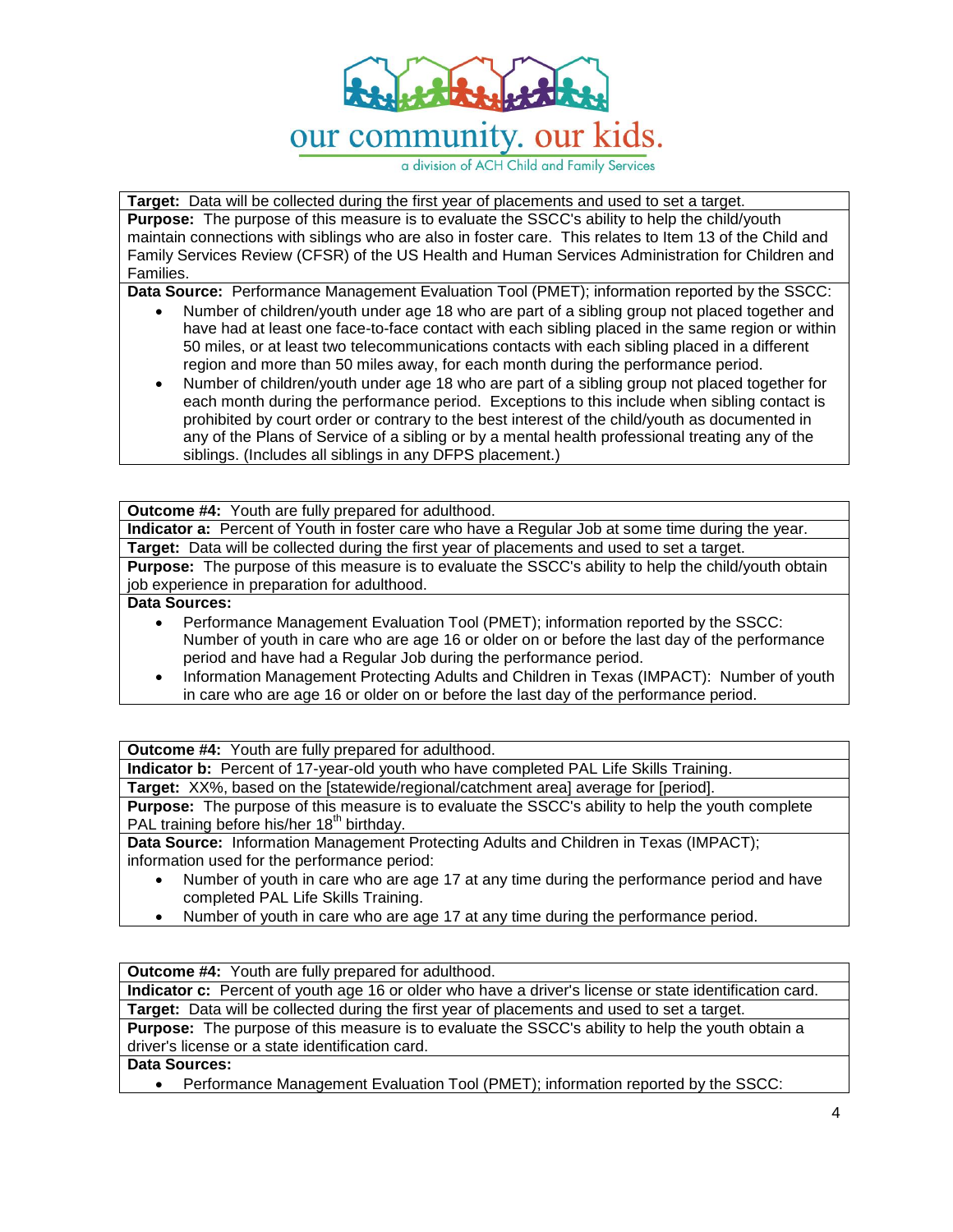**Target:** Data will be collected during the first year of placements and used to set a target.

**Purpose:** The purpose of this measure is to evaluate the SSCC's ability to help the child/youth maintain connections with siblings who are also in foster care. This relates to Item 13 of the Child and Family Services Review (CFSR) of the US Health and Human Services Administration for Children and Families.

**Data Source:** Performance Management Evaluation Tool (PMET); information reported by the SSCC:

- Number of children/youth under age 18 who are part of a sibling group not placed together and have had at least one face-to-face contact with each sibling placed in the same region or within 50 miles, or at least two telecommunications contacts with each sibling placed in a different region and more than 50 miles away, for each month during the performance period.
- Number of children/youth under age 18 who are part of a sibling group not placed together for each month during the performance period. Exceptions to this include when sibling contact is prohibited by court order or contrary to the best interest of the child/youth as documented in any of the Plans of Service of a sibling or by a mental health professional treating any of the siblings. (Includes all siblings in any DFPS placement.)

---

**Outcome #4:** Youth are fully prepared for adulthood.

**Indicator a:** Percent of Youth in foster care who have a Regular Job at some time during the year.

**Target:** Data will be collected during the first year of placements and used to set a target.

**Purpose:** The purpose of this measure is to evaluate the SSCC's ability to help the child/youth obtain job experience in preparation for adulthood.

**Data Sources:**

- Performance Management Evaluation Tool (PMET); information reported by the SSCC: Number of youth in care who are age 16 or older on or before the last day of the performance period and have had a Regular Job during the performance period.
- Information Management Protecting Adults and Children in Texas (IMPACT): Number of youth in care who are age 16 or older on or before the last day of the performance period.

---

**Outcome #4:** Youth are fully prepared for adulthood.

**Indicator b:** Percent of 17-year-old youth who have completed PAL Life Skills Training.

**Target:** XX%, based on the [statewide/regional/catchment area] average for [period].

**Purpose:** The purpose of this measure is to evaluate the SSCC's ability to help the youth complete PAL training before his/her 18th birthday.

**Data Source:** Information Management Protecting Adults and Children in Texas (IMPACT); information used for the performance period:

- Number of youth in care who are age 17 at any time during the performance period and have completed PAL Life Skills Training.
- Number of youth in care who are age 17 at any time during the performance period.

---

**Outcome #4:** Youth are fully prepared for adulthood.

**Indicator c:** Percent of youth age 16 or older who have a driver's license or state identification card.

**Target:** Data will be collected during the first year of placements and used to set a target.

**Purpose:** The purpose of this measure is to evaluate the SSCC's ability to help the youth obtain a driver's license or a state identification card.

**Data Sources:**

- Performance Management Evaluation Tool (PMET); information reported by the SSCC: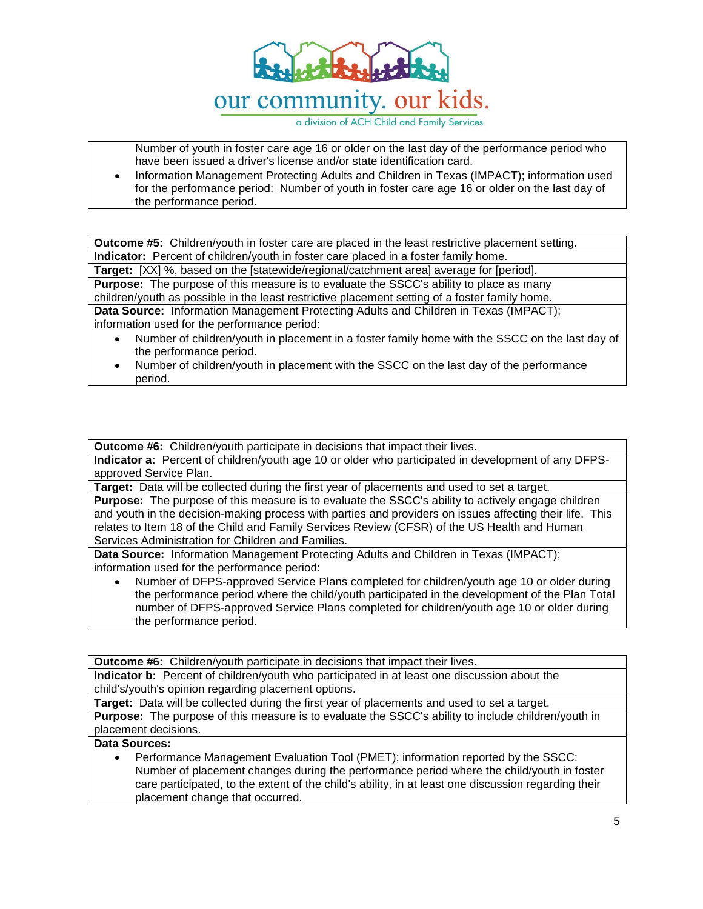Number of youth in foster care age 16 or older on the last day of the performance period who have been issued a driver's license and/or state identification card.

- Information Management Protecting Adults and Children in Texas (IMPACT); information used for the performance period: Number of youth in foster care age 16 or older on the last day of the performance period.

**Outcome #5:** Children/youth in foster care are placed in the least restrictive placement setting.

**Indicator:** Percent of children/youth in foster care placed in a foster family home.

**Target:** [XX] %, based on the [statewide/regional/catchment area] average for [period].

**Purpose:** The purpose of this measure is to evaluate the SSCC's ability to place as many children/youth as possible in the least restrictive placement setting of a foster family home.

**Data Source:** Information Management Protecting Adults and Children in Texas (IMPACT); information used for the performance period:

- Number of children/youth in placement in a foster family home with the SSCC on the last day of the performance period.
- Number of children/youth in placement with the SSCC on the last day of the performance period.

**Outcome #6:** Children/youth participate in decisions that impact their lives.

**Indicator a:** Percent of children/youth age 10 or older who participated in development of any DFPS-approved Service Plan.

**Target:** Data will be collected during the first year of placements and used to set a target.

**Purpose:** The purpose of this measure is to evaluate the SSCC's ability to actively engage children and youth in the decision-making process with parties and providers on issues affecting their life. This relates to Item 18 of the Child and Family Services Review (CFSR) of the US Health and Human Services Administration for Children and Families.

**Data Source:** Information Management Protecting Adults and Children in Texas (IMPACT); information used for the performance period:

- Number of DFPS-approved Service Plans completed for children/youth age 10 or older during the performance period where the child/youth participated in the development of the Plan Total number of DFPS-approved Service Plans completed for children/youth age 10 or older during the performance period.

**Outcome #6:** Children/youth participate in decisions that impact their lives.

**Indicator b:** Percent of children/youth who participated in at least one discussion about the child's/youth's opinion regarding placement options.

**Target:** Data will be collected during the first year of placements and used to set a target.

**Purpose:** The purpose of this measure is to evaluate the SSCC's ability to include children/youth in placement decisions.

**Data Sources:**

- Performance Management Evaluation Tool (PMET); information reported by the SSCC: Number of placement changes during the performance period where the child/youth in foster care participated, to the extent of the child's ability, in at least one discussion regarding their placement change that occurred.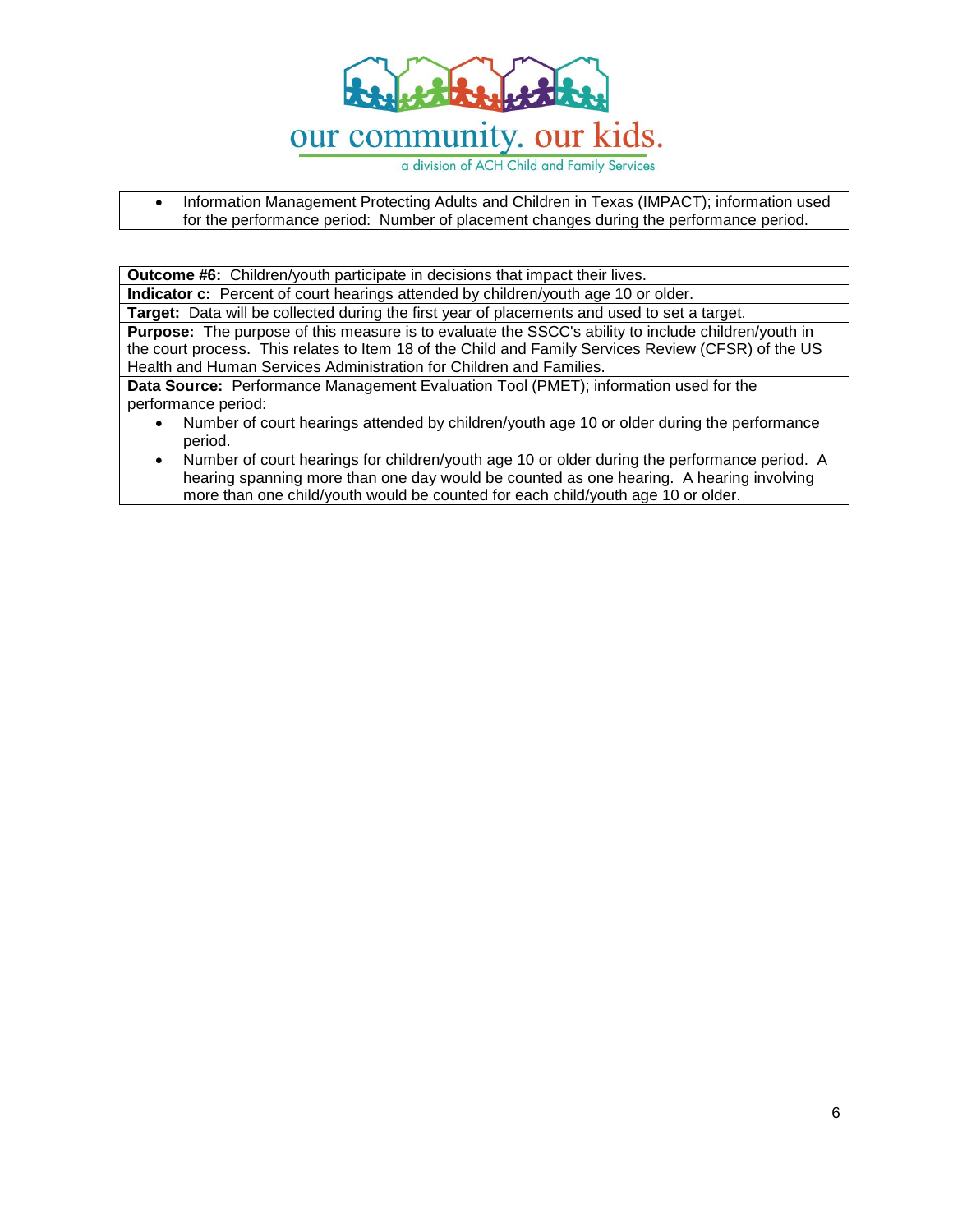- Information Management Protecting Adults and Children in Texas (IMPACT); information used for the performance period: Number of placement changes during the performance period.

**Outcome #6:** Children/youth participate in decisions that impact their lives.

**Indicator c:** Percent of court hearings attended by children/youth age 10 or older.

**Target:** Data will be collected during the first year of placements and used to set a target.

**Purpose:** The purpose of this measure is to evaluate the SSCC's ability to include children/youth in the court process. This relates to Item 18 of the Child and Family Services Review (CFSR) of the US Health and Human Services Administration for Children and Families.

**Data Source:** Performance Management Evaluation Tool (PMET); information used for the performance period:

- Number of court hearings attended by children/youth age 10 or older during the performance period.
- Number of court hearings for children/youth age 10 or older during the performance period. A hearing spanning more than one day would be counted as one hearing. A hearing involving more than one child/youth would be counted for each child/youth age 10 or older.